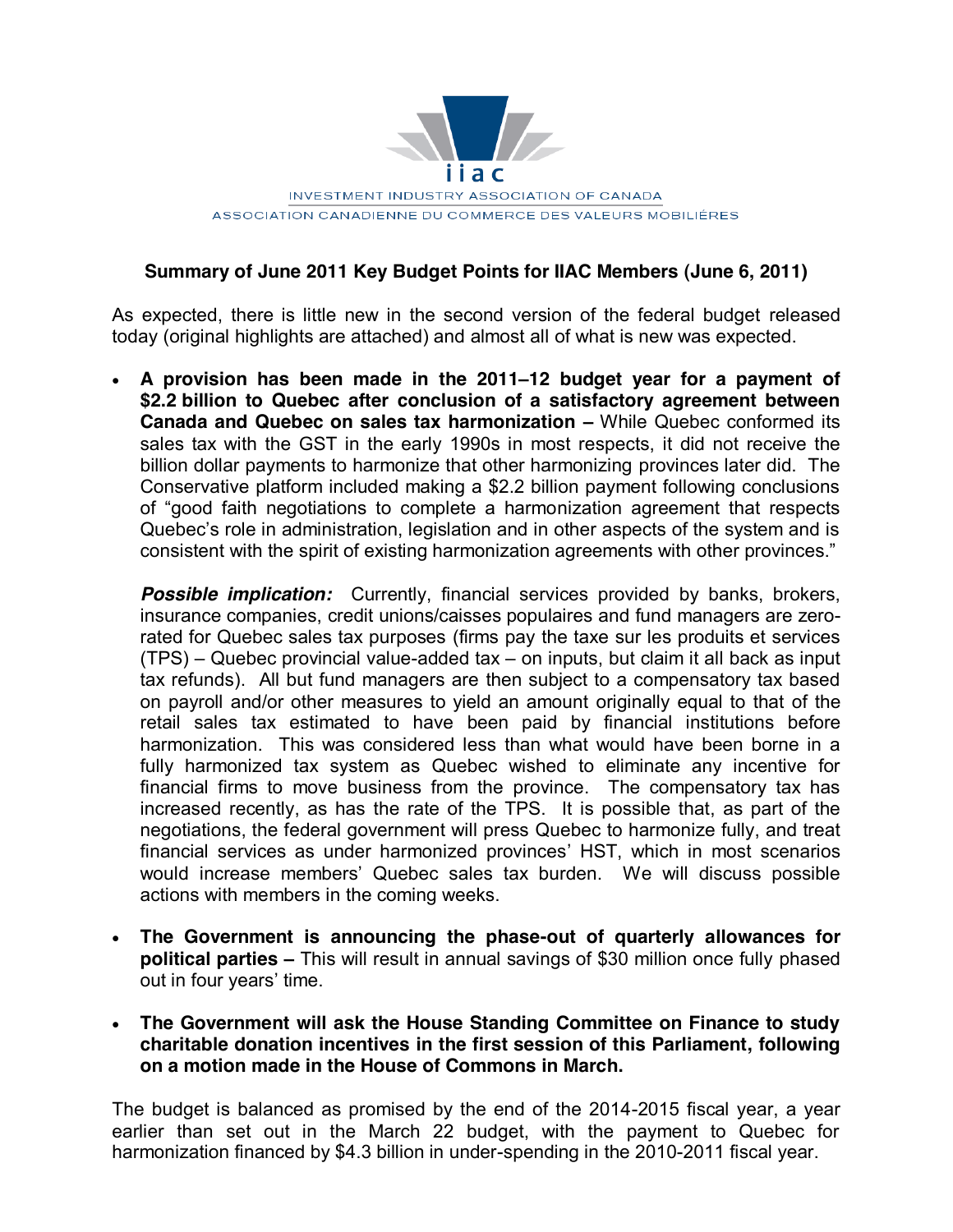iiac

INVESTMENT INDUSTRY ASSOCIATION OF CANADA

ASSOCIATION CANADIENNE DU COMMERCE DES VALEURS MOBILIÈRES

## Summary of June 2011 Key Budget Points for IIAC Members (June 6, 2011)

As expected, there is little new in the second version of the federal budget released today (original highlights are attached) and almost all of what is new was expected.

- **A provision has been made in the 2011–12 budget year for a payment of $2.2 billion to Quebec after conclusion of a satisfactory agreement between Canada and Quebec on sales tax harmonization –** While Quebec conformed its sales tax with the GST in the early 1990s in most respects, it did not receive the billion dollar payments to harmonize that other harmonizing provinces later did. The Conservative platform included making a $2.2 billion payment following conclusions of "good faith negotiations to complete a harmonization agreement that respects Quebec's role in administration, legislation and in other aspects of the system and is consistent with the spirit of existing harmonization agreements with other provinces."

  ***Possible implication:*** Currently, financial services provided by banks, brokers, insurance companies, credit unions/caisses populaires and fund managers are zero-rated for Quebec sales tax purposes (firms pay the taxe sur les produits et services (TPS) – Quebec provincial value-added tax – on inputs, but claim it all back as input tax refunds). All but fund managers are then subject to a compensatory tax based on payroll and/or other measures to yield an amount originally equal to that of the retail sales tax estimated to have been paid by financial institutions before harmonization. This was considered less than what would have been borne in a fully harmonized tax system as Quebec wished to eliminate any incentive for financial firms to move business from the province. The compensatory tax has increased recently, as has the rate of the TPS. It is possible that, as part of the negotiations, the federal government will press Quebec to harmonize fully, and treat financial services as under harmonized provinces' HST, which in most scenarios would increase members' Quebec sales tax burden. We will discuss possible actions with members in the coming weeks.

- **The Government is announcing the phase-out of quarterly allowances for political parties –** This will result in annual savings of $30 million once fully phased out in four years' time.

- **The Government will ask the House Standing Committee on Finance to study charitable donation incentives in the first session of this Parliament, following on a motion made in the House of Commons in March.**

The budget is balanced as promised by the end of the 2014-2015 fiscal year, a year earlier than set out in the March 22 budget, with the payment to Quebec for harmonization financed by $4.3 billion in under-spending in the 2010-2011 fiscal year.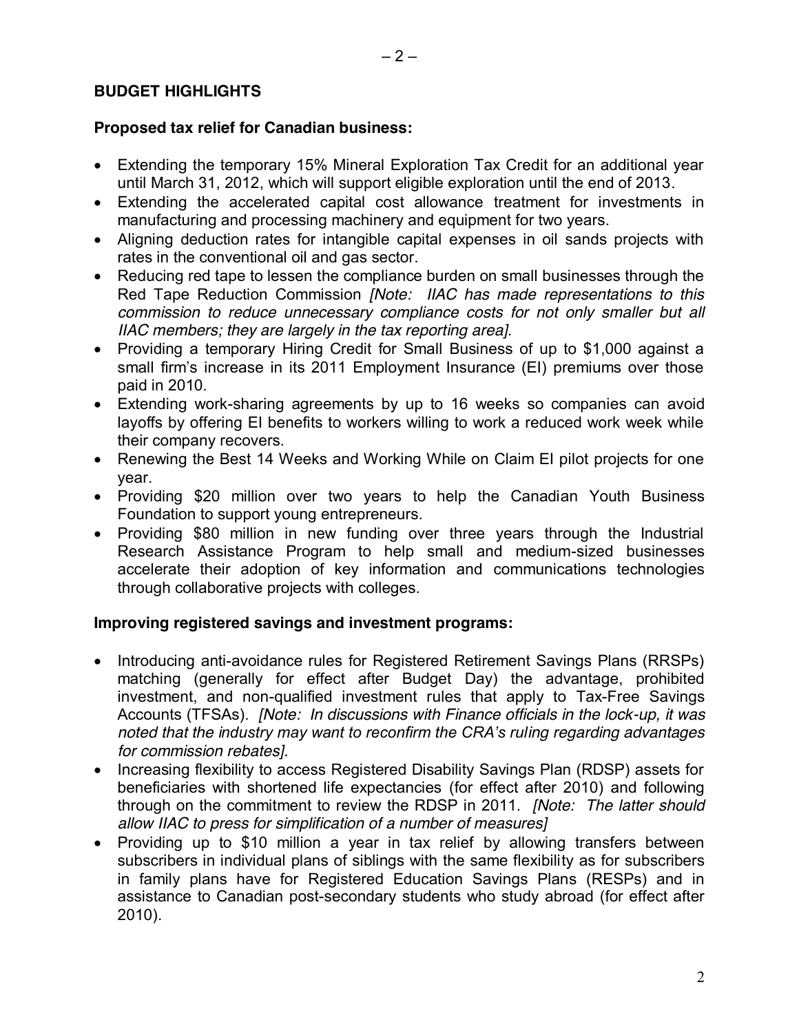**BUDGET HIGHLIGHTS**

**Proposed tax relief for Canadian business:**

- Extending the temporary 15% Mineral Exploration Tax Credit for an additional year until March 31, 2012, which will support eligible exploration until the end of 2013.
- Extending the accelerated capital cost allowance treatment for investments in manufacturing and processing machinery and equipment for two years.
- Aligning deduction rates for intangible capital expenses in oil sands projects with rates in the conventional oil and gas sector.
- Reducing red tape to lessen the compliance burden on small businesses through the Red Tape Reduction Commission *[Note: IIAC has made representations to this commission to reduce unnecessary compliance costs for not only smaller but all IIAC members; they are largely in the tax reporting area]*.
- Providing a temporary Hiring Credit for Small Business of up to $1,000 against a small firm's increase in its 2011 Employment Insurance (EI) premiums over those paid in 2010.
- Extending work-sharing agreements by up to 16 weeks so companies can avoid layoffs by offering EI benefits to workers willing to work a reduced work week while their company recovers.
- Renewing the Best 14 Weeks and Working While on Claim EI pilot projects for one year.
- Providing $20 million over two years to help the Canadian Youth Business Foundation to support young entrepreneurs.
- Providing $80 million in new funding over three years through the Industrial Research Assistance Program to help small and medium-sized businesses accelerate their adoption of key information and communications technologies through collaborative projects with colleges.

**Improving registered savings and investment programs:**

- Introducing anti-avoidance rules for Registered Retirement Savings Plans (RRSPs) matching (generally for effect after Budget Day) the advantage, prohibited investment, and non-qualified investment rules that apply to Tax-Free Savings Accounts (TFSAs). *[Note: In discussions with Finance officials in the lock-up, it was noted that the industry may want to reconfirm the CRA's ruling regarding advantages for commission rebates].*
- Increasing flexibility to access Registered Disability Savings Plan (RDSP) assets for beneficiaries with shortened life expectancies (for effect after 2010) and following through on the commitment to review the RDSP in 2011. *[Note: The latter should allow IIAC to press for simplification of a number of measures]*
- Providing up to $10 million a year in tax relief by allowing transfers between subscribers in individual plans of siblings with the same flexibility as for subscribers in family plans have for Registered Education Savings Plans (RESPs) and in assistance to Canadian post-secondary students who study abroad (for effect after 2010).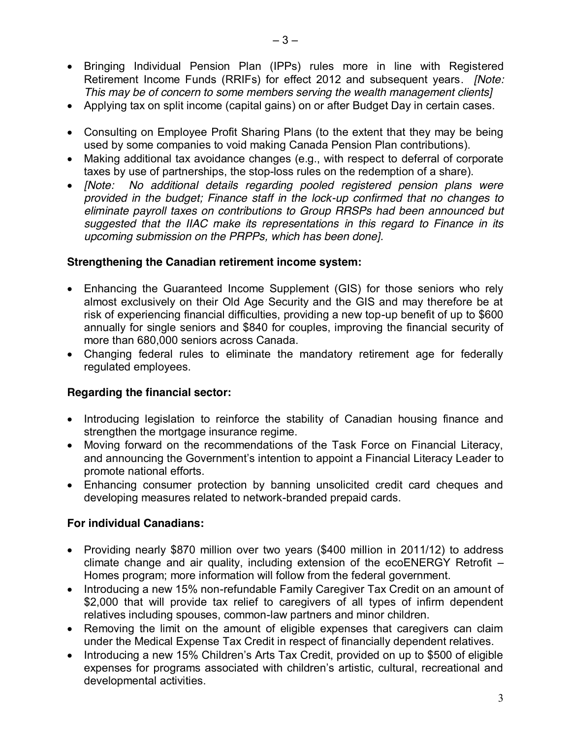- Bringing Individual Pension Plan (IPPs) rules more in line with Registered Retirement Income Funds (RRIFs) for effect 2012 and subsequent years. *[Note: This may be of concern to some members serving the wealth management clients]*
- Applying tax on split income (capital gains) on or after Budget Day in certain cases.
- Consulting on Employee Profit Sharing Plans (to the extent that they may be being used by some companies to void making Canada Pension Plan contributions).
- Making additional tax avoidance changes (e.g., with respect to deferral of corporate taxes by use of partnerships, the stop-loss rules on the redemption of a share).
- *[Note: No additional details regarding pooled registered pension plans were provided in the budget; Finance staff in the lock-up confirmed that no changes to eliminate payroll taxes on contributions to Group RRSPs had been announced but suggested that the IIAC make its representations in this regard to Finance in its upcoming submission on the PRPPs, which has been done].*

**Strengthening the Canadian retirement income system:**

- Enhancing the Guaranteed Income Supplement (GIS) for those seniors who rely almost exclusively on their Old Age Security and the GIS and may therefore be at risk of experiencing financial difficulties, providing a new top-up benefit of up to $600 annually for single seniors and $840 for couples, improving the financial security of more than 680,000 seniors across Canada.
- Changing federal rules to eliminate the mandatory retirement age for federally regulated employees.

**Regarding the financial sector:**

- Introducing legislation to reinforce the stability of Canadian housing finance and strengthen the mortgage insurance regime.
- Moving forward on the recommendations of the Task Force on Financial Literacy, and announcing the Government's intention to appoint a Financial Literacy Leader to promote national efforts.
- Enhancing consumer protection by banning unsolicited credit card cheques and developing measures related to network-branded prepaid cards.

**For individual Canadians:**

- Providing nearly $870 million over two years ($400 million in 2011/12) to address climate change and air quality, including extension of the ecoENERGY Retrofit – Homes program; more information will follow from the federal government.
- Introducing a new 15% non-refundable Family Caregiver Tax Credit on an amount of $2,000 that will provide tax relief to caregivers of all types of infirm dependent relatives including spouses, common-law partners and minor children.
- Removing the limit on the amount of eligible expenses that caregivers can claim under the Medical Expense Tax Credit in respect of financially dependent relatives.
- Introducing a new 15% Children's Arts Tax Credit, provided on up to $500 of eligible expenses for programs associated with children's artistic, cultural, recreational and developmental activities.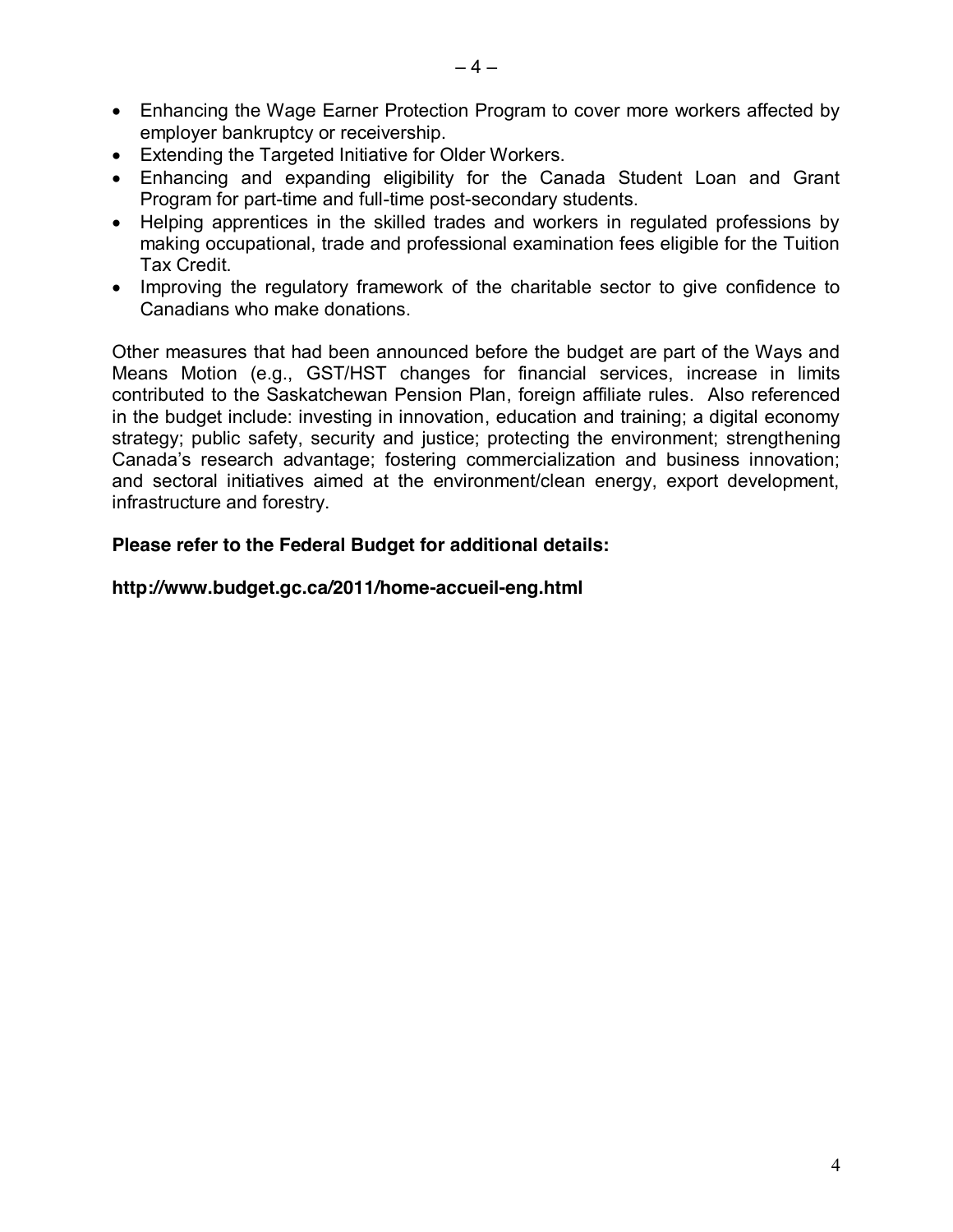- Enhancing the Wage Earner Protection Program to cover more workers affected by employer bankruptcy or receivership.
- Extending the Targeted Initiative for Older Workers.
- Enhancing and expanding eligibility for the Canada Student Loan and Grant Program for part-time and full-time post-secondary students.
- Helping apprentices in the skilled trades and workers in regulated professions by making occupational, trade and professional examination fees eligible for the Tuition Tax Credit.
- Improving the regulatory framework of the charitable sector to give confidence to Canadians who make donations.

Other measures that had been announced before the budget are part of the Ways and Means Motion (e.g., GST/HST changes for financial services, increase in limits contributed to the Saskatchewan Pension Plan, foreign affiliate rules. Also referenced in the budget include: investing in innovation, education and training; a digital economy strategy; public safety, security and justice; protecting the environment; strengthening Canada's research advantage; fostering commercialization and business innovation; and sectoral initiatives aimed at the environment/clean energy, export development, infrastructure and forestry.

**Please refer to the Federal Budget for additional details:**

**http://www.budget.gc.ca/2011/home-accueil-eng.html**